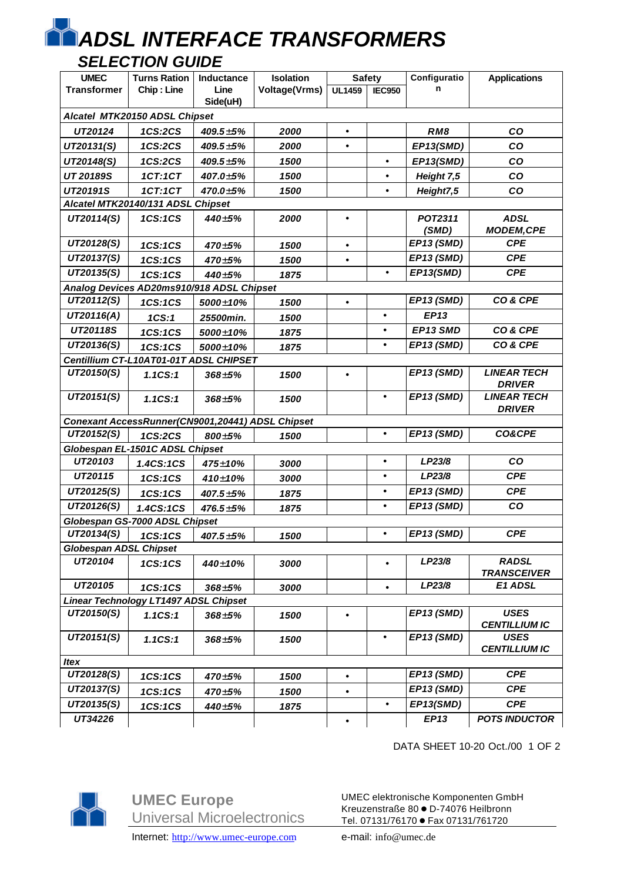# ADSL INTERFACE TRANSFORMERS

## SELECTION GUIDE

| UMEC Transformer | Turns Ration Chip : Line | Inductance Line Side(uH) | Isolation Voltage(Vrms) | Safety | | Configuration | Applications |
|---|---|---|---|---|---|---|---|
| | | | | UL1459 | IEC950 | | |
| ***Alcatel MTK20150 ADSL Chipset*** | | | | | | | |
| *UT20124* | *1CS:2CS* | *409.5±5%* | *2000* | • | | *RM8* | *CO* |
| *UT20131(S)* | *1CS:2CS* | *409.5±5%* | *2000* | • | | *EP13(SMD)* | *CO* |
| *UT20148(S)* | *1CS:2CS* | *409.5±5%* | *1500* | | • | *EP13(SMD)* | *CO* |
| *UT 20189S* | *1CT:1CT* | *407.0±5%* | *1500* | | • | *Height 7,5* | *CO* |
| *UT20191S* | *1CT:1CT* | *470.0±5%* | *1500* | | • | *Height7,5* | *CO* |
| ***Alcatel MTK20140/131 ADSL Chipset*** | | | | | | | |
| *UT20114(S)* | *1CS:1CS* | *440±5%* | *2000* | • | | *POT2311 (SMD)* | *ADSL MODEM,CPE* |
| *UT20128(S)* | *1CS:1CS* | *470±5%* | *1500* | • | | *EP13 (SMD)* | *CPE* |
| *UT20137(S)* | *1CS:1CS* | *470±5%* | *1500* | • | | *EP13 (SMD)* | *CPE* |
| *UT20135(S)* | *1CS:1CS* | *440±5%* | *1875* | | • | *EP13(SMD)* | *CPE* |
| ***Analog Devices AD20ms910/918 ADSL Chipset*** | | | | | | | |
| *UT20112(S)* | *1CS:1CS* | *5000±10%* | *1500* | • | | *EP13 (SMD)* | *CO & CPE* |
| *UT20116(A)* | *1CS:1* | *25500min.* | *1500* | | • | *EP13* | |
| *UT20118S* | *1CS:1CS* | *5000±10%* | *1875* | | • | *EP13 SMD* | *CO & CPE* |
| *UT20136(S)* | *1CS:1CS* | *5000±10%* | *1875* | | • | *EP13 (SMD)* | *CO & CPE* |
| ***Centillium CT-L10AT01-01T ADSL CHIPSET*** | | | | | | | |
| *UT20150(S)* | *1.1CS:1* | *368±5%* | *1500* | • | | *EP13 (SMD)* | *LINEAR TECH DRIVER* |
| *UT20151(S)* | *1.1CS:1* | *368±5%* | *1500* | | • | *EP13 (SMD)* | *LINEAR TECH DRIVER* |
| ***Conexant AccessRunner(CN9001,20441) ADSL Chipset*** | | | | | | | |
| *UT20152(S)* | *1CS:2CS* | *800±5%* | *1500* | | • | *EP13 (SMD)* | *CO&CPE* |
| ***Globespan EL-1501C ADSL Chipset*** | | | | | | | |
| *UT20103* | *1.4CS:1CS* | *475±10%* | *3000* | | • | *LP23/8* | *CO* |
| *UT20115* | *1CS:1CS* | *410±10%* | *3000* | | • | *LP23/8* | *CPE* |
| *UT20125(S)* | *1CS:1CS* | *407.5±5%* | *1875* | | • | *EP13 (SMD)* | *CPE* |
| *UT20126(S)* | *1.4CS:1CS* | *476.5±5%* | *1875* | | • | *EP13 (SMD)* | *CO* |
| ***Globespan GS-7000 ADSL Chipset*** | | | | | | | |
| *UT20134(S)* | *1CS:1CS* | *407.5±5%* | *1500* | | • | *EP13 (SMD)* | *CPE* |
| ***Globespan ADSL Chipset*** | | | | | | | |
| *UT20104* | *1CS:1CS* | *440±10%* | *3000* | | • | *LP23/8* | *RADSL TRANSCEIVER* |
| *UT20105* | *1CS:1CS* | *368±5%* | *3000* | | • | *LP23/8* | *E1 ADSL* |
| ***Linear Technology LT1497 ADSL Chipset*** | | | | | | | |
| *UT20150(S)* | *1.1CS:1* | *368±5%* | *1500* | • | | *EP13 (SMD)* | *USES CENTILLIUM IC* |
| *UT20151(S)* | *1.1CS:1* | *368±5%* | *1500* | | • | *EP13 (SMD)* | *USES CENTILLIUM IC* |
| ***Itex*** | | | | | | | |
| *UT20128(S)* | *1CS:1CS* | *470±5%* | *1500* | • | | *EP13 (SMD)* | *CPE* |
| *UT20137(S)* | *1CS:1CS* | *470±5%* | *1500* | • | | *EP13 (SMD)* | *CPE* |
| *UT20135(S)* | *1CS:1CS* | *440±5%* | *1875* | | • | *EP13(SMD)* | *CPE* |
| *UT34226* | | | | • | | *EP13* | *POTS INDUCTOR* |

DATA SHEET 10-20 Oct./00

**UMEC Europe**
Universal Microelectronics

Internet: http://www.umec-europe.com

UMEC elektronische Komponenten GmbH
Kreuzenstraße 80 ● D-74076 Heilbronn
Tel. 07131/76170 ● Fax 07131/761720

e-mail: info@umec.de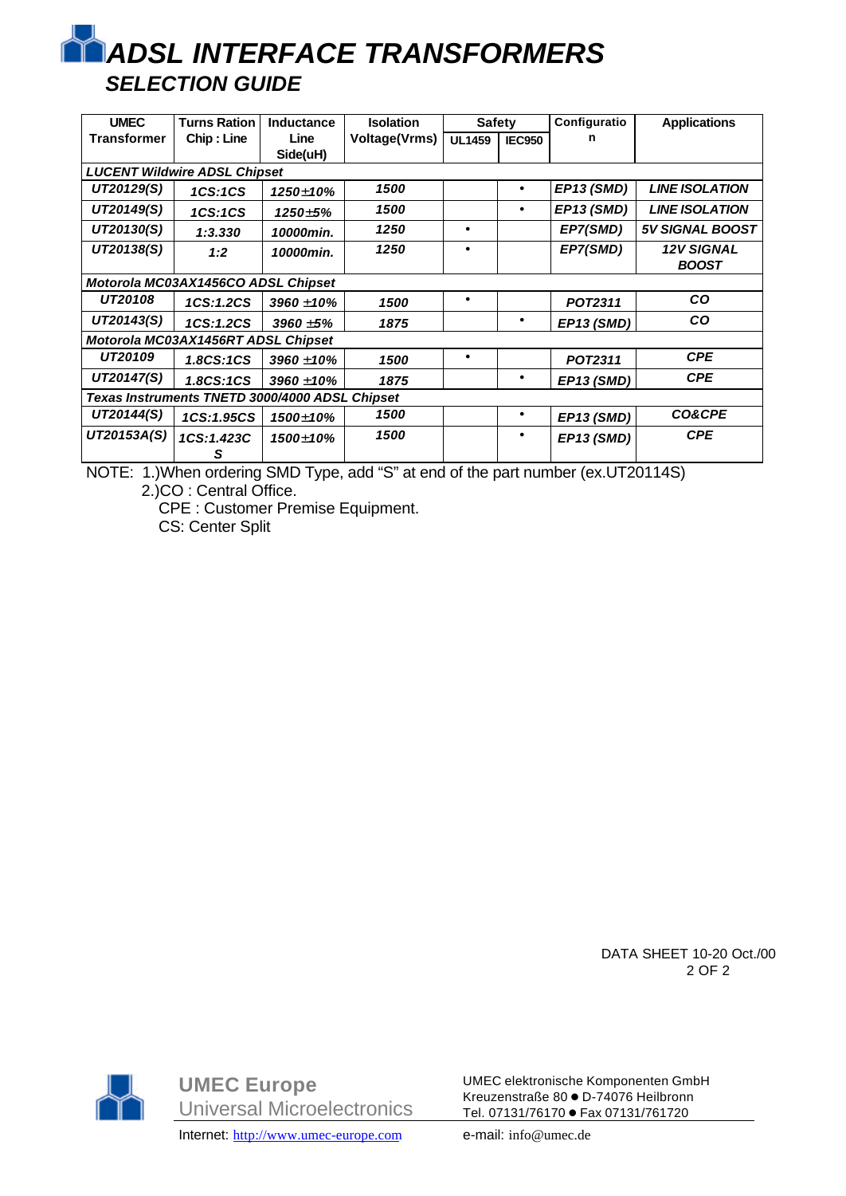# ADSL INTERFACE TRANSFORMERS

## SELECTION GUIDE

| UMEC Transformer | Turns Ration Chip : Line | Inductance Line Side(uH) | Isolation Voltage(Vrms) | Safety | | Configuration | Applications |
|---|---|---|---|---|---|---|---|
| | | | | UL1459 | IEC950 | | |
| *LUCENT Wildwire ADSL Chipset* | | | | | | | |
| *UT20129(S)* | *1CS:1CS* | *1250±10%* | *1500* | | • | *EP13 (SMD)* | *LINE ISOLATION* |
| *UT20149(S)* | *1CS:1CS* | *1250±5%* | *1500* | | • | *EP13 (SMD)* | *LINE ISOLATION* |
| *UT20130(S)* | *1:3.330* | *10000min.* | *1250* | • | | *EP7(SMD)* | *5V SIGNAL BOOST* |
| *UT20138(S)* | *1:2* | *10000min.* | *1250* | • | | *EP7(SMD)* | *12V SIGNAL BOOST* |
| *Motorola MC03AX1456CO ADSL Chipset* | | | | | | | |
| *UT20108* | *1CS:1.2CS* | *3960 ±10%* | *1500* | • | | *POT2311* | *CO* |
| *UT20143(S)* | *1CS:1.2CS* | *3960 ±5%* | *1875* | | • | *EP13 (SMD)* | *CO* |
| *Motorola MC03AX1456RT ADSL Chipset* | | | | | | | |
| *UT20109* | *1.8CS:1CS* | *3960 ±10%* | *1500* | • | | *POT2311* | *CPE* |
| *UT20147(S)* | *1.8CS:1CS* | *3960 ±10%* | *1875* | | • | *EP13 (SMD)* | *CPE* |
| *Texas Instruments TNETD 3000/4000 ADSL Chipset* | | | | | | | |
| *UT20144(S)* | *1CS:1.95CS* | *1500±10%* | *1500* | | • | *EP13 (SMD)* | *CO&CPE* |
| *UT20153A(S)* | *1CS:1.423CS* | *1500±10%* | *1500* | | • | *EP13 (SMD)* | *CPE* |

NOTE: 1.)When ordering SMD Type, add "S" at end of the part number (ex.UT20114S)
2.)CO : Central Office.
CPE : Customer Premise Equipment.
CS: Center Split

DATA SHEET 10-20 Oct./00

**UMEC Europe**
Universal Microelectronics

Internet: http://www.umec-europe.com

UMEC elektronische Komponenten GmbH
Kreuzenstraße 80 ● D-74076 Heilbronn
Tel. 07131/76170 ● Fax 07131/761720
e-mail: info@umec.de